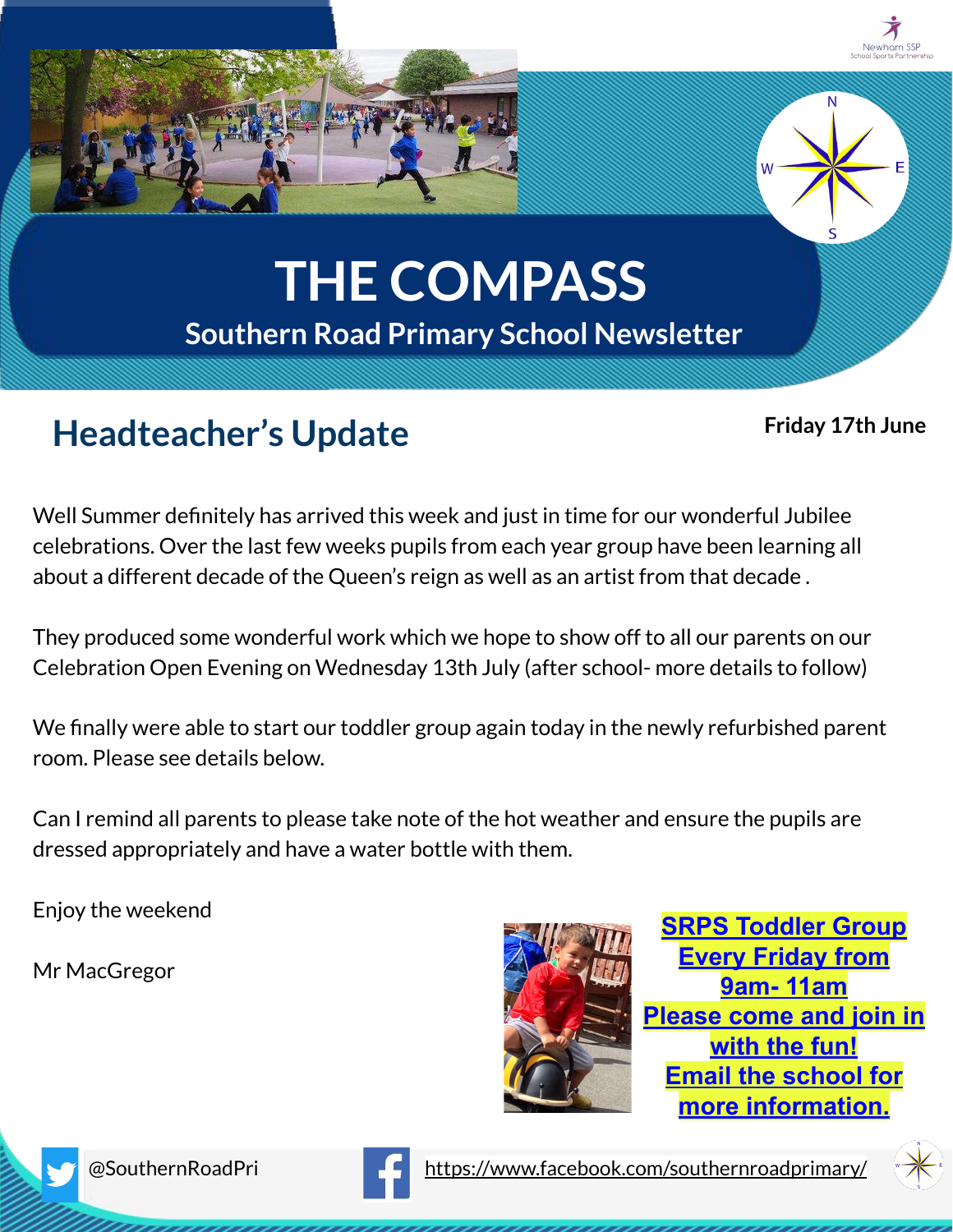# THE COMPASS

## Southern Road Primary School Newsletter

## Headteacher's Update

**Friday 17th June**

Well Summer definitely has arrived this week and just in time for our wonderful Jubilee celebrations. Over the last few weeks pupils from each year group have been learning all about a different decade of the Queen's reign as well as an artist from that decade .

They produced some wonderful work which we hope to show off to all our parents on our Celebration Open Evening on Wednesday 13th July (after school- more details to follow)

We finally were able to start our toddler group again today in the newly refurbished parent room. Please see details below.

Can I remind all parents to please take note of the hot weather and ensure the pupils are dressed appropriately and have a water bottle with them.

Enjoy the weekend

Mr MacGregor

**SRPS Toddler Group**
**Every Friday from 9am- 11am**
**Please come and join in with the fun!**
**Email the school for more information.**

@SouthernRoadPri

https://www.facebook.com/southernroadprimary/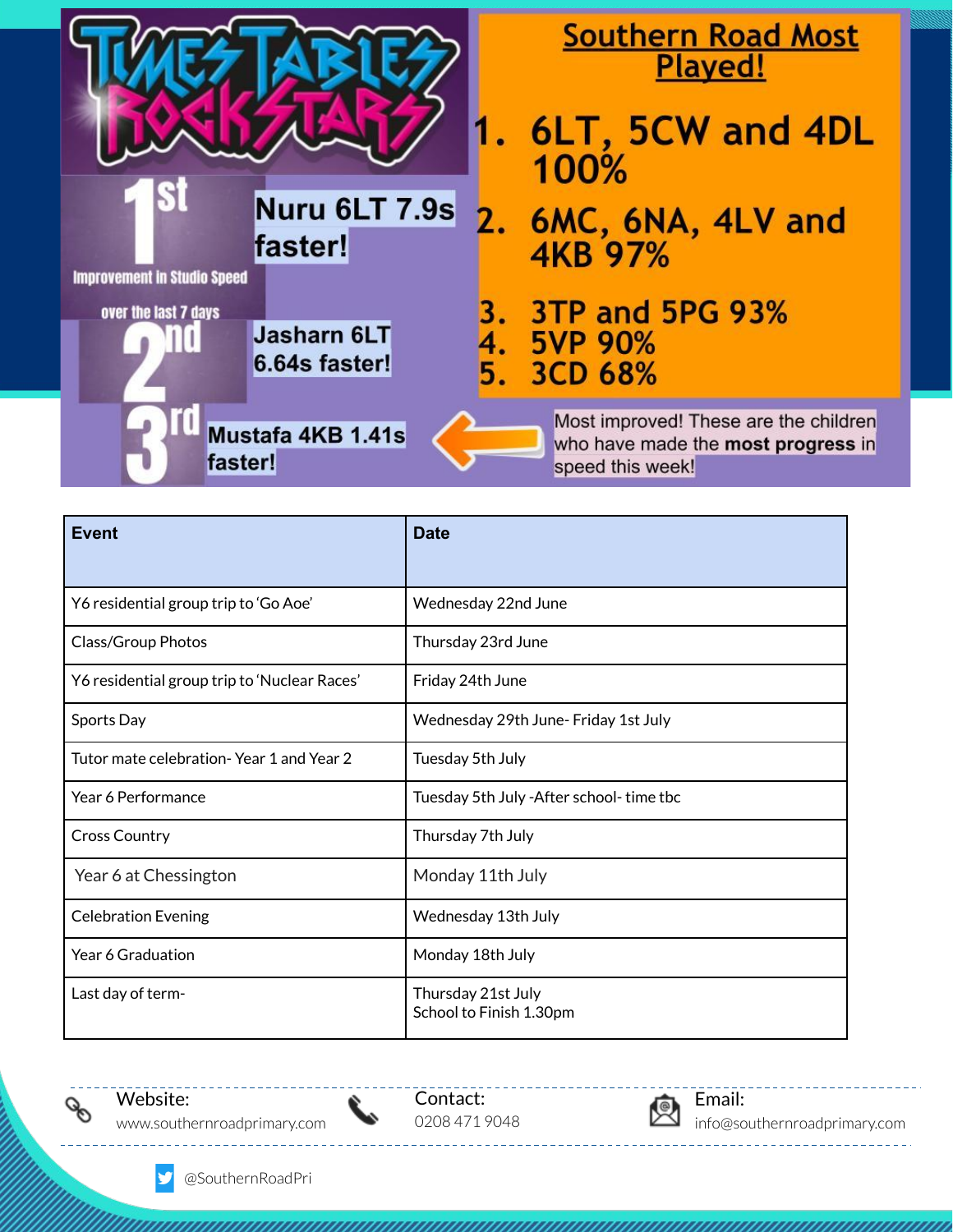# Times Tables Rockstars

## Southern Road Most Played!

1. 6LT, 5CW and 4DL 100%
2. 6MC, 6NA, 4LV and 4KB 97%
3. 3TP and 5PG 93%
4. 5VP 90%
5. 3CD 68%

**1st Improvement in Studio Speed over the last 7 days**

- 1st: Nuru 6LT 7.9s faster!
- 2nd: Jasharn 6LT 6.64s faster!
- 3rd: Mustafa 4KB 1.41s faster!

Most improved! These are the children who have made the **most progress** in speed this week!

| Event | Date |
| --- | --- |
| Y6 residential group trip to 'Go Aoe' | Wednesday 22nd June |
| Class/Group Photos | Thursday 23rd June |
| Y6 residential group trip to 'Nuclear Races' | Friday 24th June |
| Sports Day | Wednesday 29th June- Friday 1st July |
| Tutor mate celebration- Year 1 and Year 2 | Tuesday 5th July |
| Year 6 Performance | Tuesday 5th July -After school- time tbc |
| Cross Country | Thursday 7th July |
| Year 6 at Chessington | Monday 11th July |
| Celebration Evening | Wednesday 13th July |
| Year 6 Graduation | Monday 18th July |
| Last day of term- | Thursday 21st July<br>School to Finish 1.30pm |

Website: www.southernroadprimary.com

Contact: 0208 471 9048

Email: info@southernroadprimary.com

@SouthernRoadPri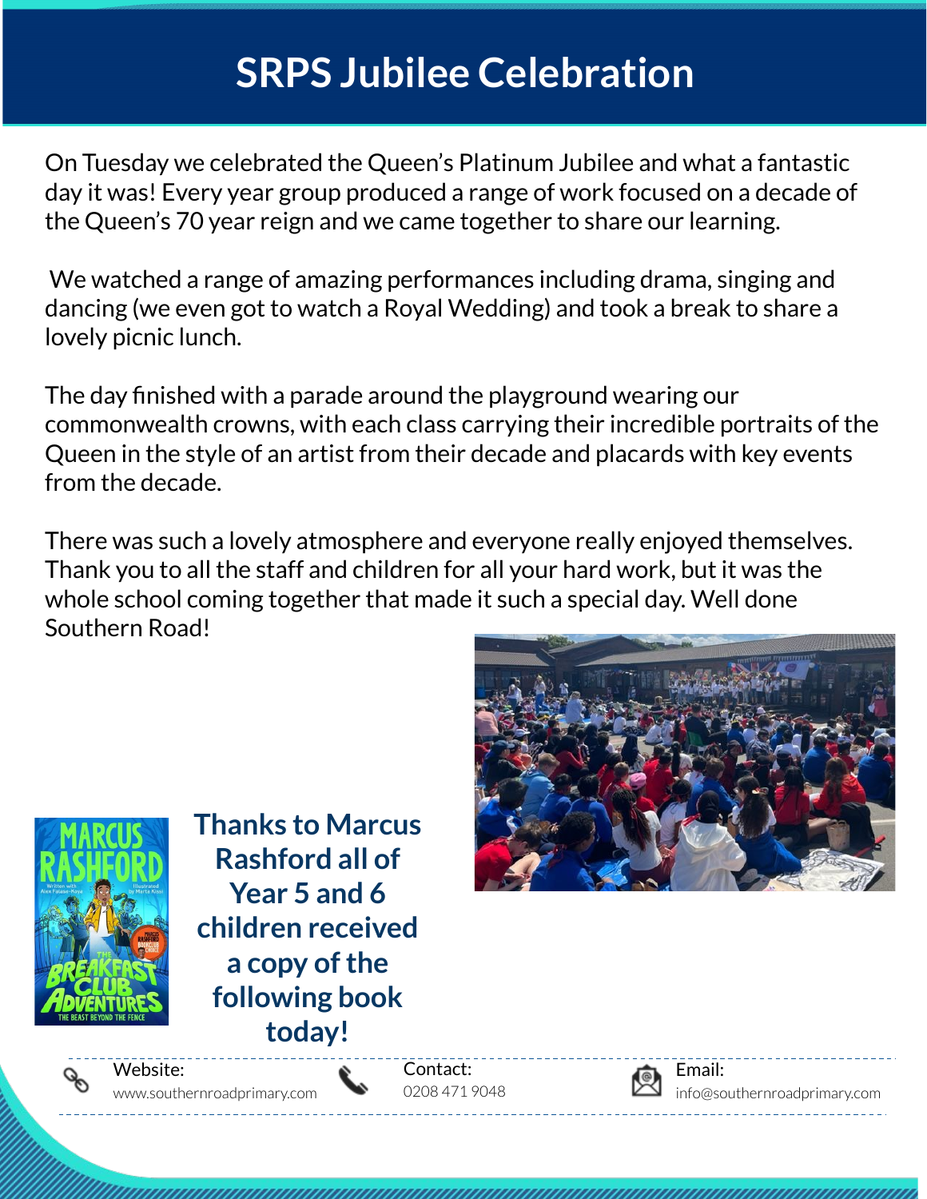# SRPS Jubilee Celebration

On Tuesday we celebrated the Queen's Platinum Jubilee and what a fantastic day it was! Every year group produced a range of work focused on a decade of the Queen's 70 year reign and we came together to share our learning.

We watched a range of amazing performances including drama, singing and dancing (we even got to watch a Royal Wedding) and took a break to share a lovely picnic lunch.

The day finished with a parade around the playground wearing our commonwealth crowns, with each class carrying their incredible portraits of the Queen in the style of an artist from their decade and placards with key events from the decade.

There was such a lovely atmosphere and everyone really enjoyed themselves. Thank you to all the staff and children for all your hard work, but it was the whole school coming together that made it such a special day. Well done Southern Road!

**Thanks to Marcus Rashford all of Year 5 and 6 children received a copy of the following book today!**

Website: www.southernroadprimary.com

Contact: 0208 471 9048

Email: info@southernroadprimary.com